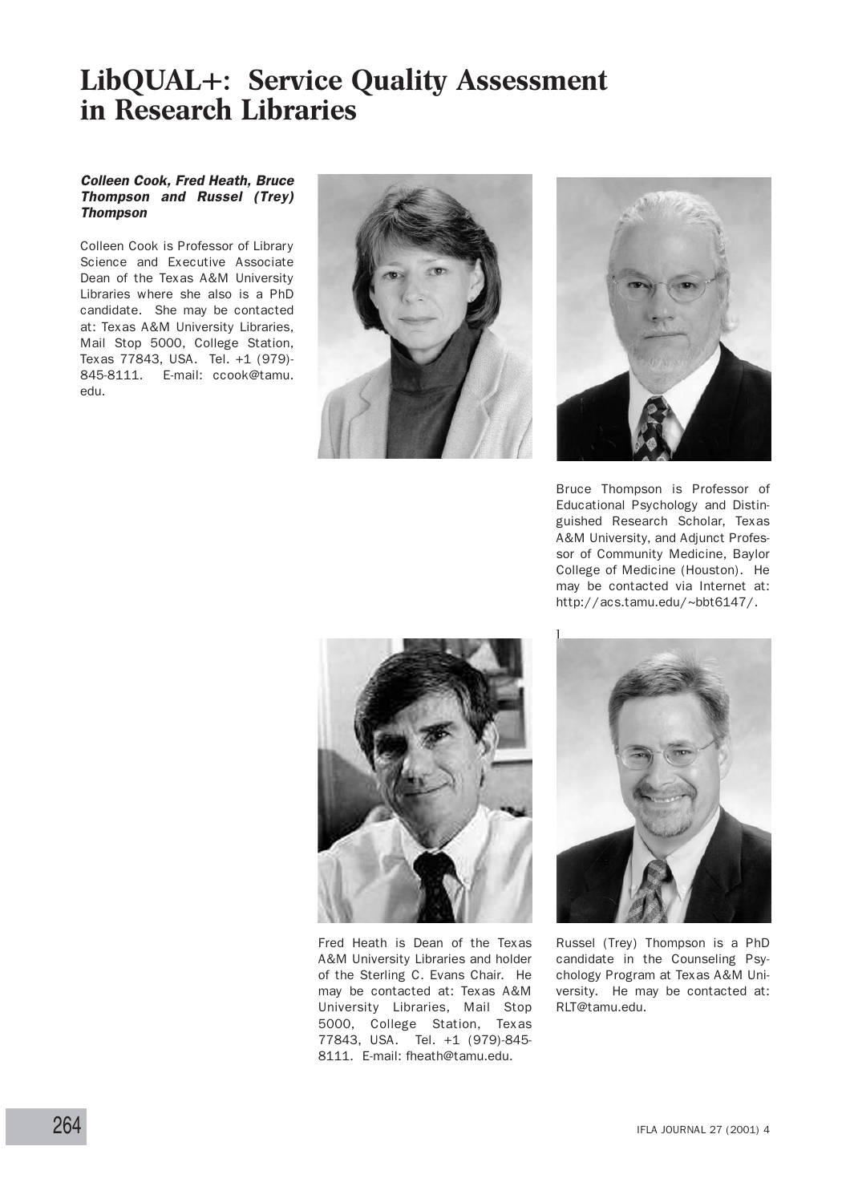# LibQUAL+: Service Quality Assessment in Research Libraries

***Colleen Cook, Fred Heath, Bruce Thompson and Russel (Trey) Thompson***

Colleen Cook is Professor of Library Science and Executive Associate Dean of the Texas A&M University Libraries where she also is a PhD candidate. She may be contacted at: Texas A&M University Libraries, Mail Stop 5000, College Station, Texas 77843, USA. Tel. +1 (979)-845-8111. E-mail: ccook@tamu.edu.

Bruce Thompson is Professor of Educational Psychology and Distinguished Research Scholar, Texas A&M University, and Adjunct Professor of Community Medicine, Baylor College of Medicine (Houston). He may be contacted via Internet at: http://acs.tamu.edu/~bbt6147/.

Fred Heath is Dean of the Texas A&M University Libraries and holder of the Sterling C. Evans Chair. He may be contacted at: Texas A&M University Libraries, Mail Stop 5000, College Station, Texas 77843, USA. Tel. +1 (979)-845-8111. E-mail: fheath@tamu.edu.

Russel (Trey) Thompson is a PhD candidate in the Counseling Psychology Program at Texas A&M University. He may be contacted at: RLT@tamu.edu.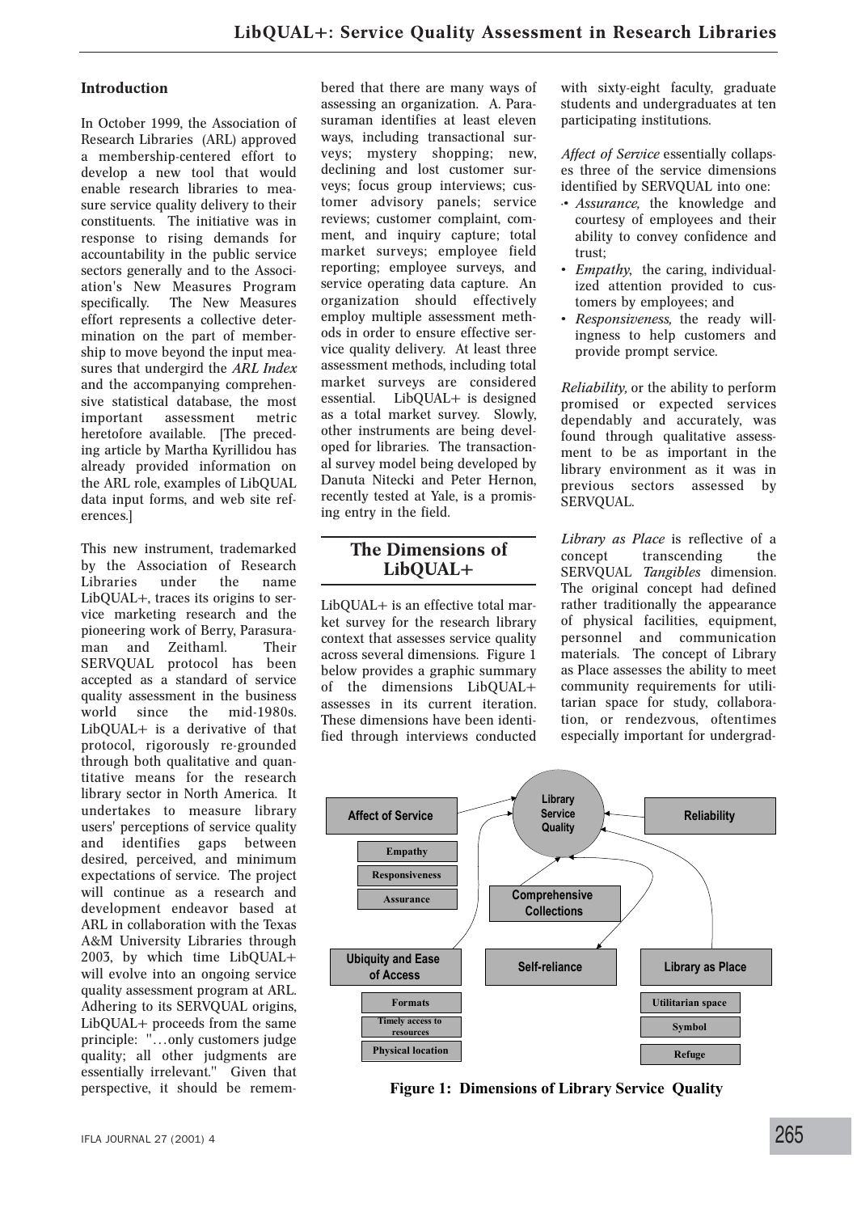## Introduction

In October 1999, the Association of Research Libraries (ARL) approved a membership-centered effort to develop a new tool that would enable research libraries to measure service quality delivery to their constituents. The initiative was in response to rising demands for accountability in the public service sectors generally and to the Association's New Measures Program specifically. The New Measures effort represents a collective determination on the part of membership to move beyond the input measures that undergird the *ARL Index* and the accompanying comprehensive statistical database, the most important assessment metric heretofore available. [The preceding article by Martha Kyrillidou has already provided information on the ARL role, examples of LibQUAL data input forms, and web site references.]

This new instrument, trademarked by the Association of Research Libraries under the name LibQUAL+, traces its origins to service marketing research and the pioneering work of Berry, Parasuraman and Zeithaml. Their SERVQUAL protocol has been accepted as a standard of service quality assessment in the business world since the mid-1980s. LibQUAL+ is a derivative of that protocol, rigorously re-grounded through both qualitative and quantitative means for the research library sector in North America. It undertakes to measure library users' perceptions of service quality and identifies gaps between desired, perceived, and minimum expectations of service. The project will continue as a research and development endeavor based at ARL in collaboration with the Texas A&M University Libraries through 2003, by which time LibQUAL+ will evolve into an ongoing service quality assessment program at ARL. Adhering to its SERVQUAL origins, LibQUAL+ proceeds from the same principle: "…only customers judge quality; all other judgments are essentially irrelevant." Given that perspective, it should be remembered that there are many ways of assessing an organization. A. Parasuraman identifies at least eleven ways, including transactional surveys; mystery shopping; new, declining and lost customer surveys; focus group interviews; customer advisory panels; service reviews; customer complaint, comment, and inquiry capture; total market surveys; employee field reporting; employee surveys, and service operating data capture. An organization should effectively employ multiple assessment methods in order to ensure effective service quality delivery. At least three assessment methods, including total market surveys are considered essential. LibQUAL+ is designed as a total market survey. Slowly, other instruments are being developed for libraries. The transactional survey model being developed by Danuta Nitecki and Peter Hernon, recently tested at Yale, is a promising entry in the field.

## The Dimensions of LibQUAL+

LibQUAL+ is an effective total market survey for the research library context that assesses service quality across several dimensions. Figure 1 below provides a graphic summary of the dimensions LibQUAL+ assesses in its current iteration. These dimensions have been identified through interviews conducted with sixty-eight faculty, graduate students and undergraduates at ten participating institutions.

*Affect of Service* essentially collapses three of the service dimensions identified by SERVQUAL into one:

- *Assurance,* the knowledge and courtesy of employees and their ability to convey confidence and trust;
- *Empathy,* the caring, individualized attention provided to customers by employees; and
- *Responsiveness,* the ready willingness to help customers and provide prompt service.

*Reliability,* or the ability to perform promised or expected services dependably and accurately, was found through qualitative assessment to be as important in the library environment as it was in previous sectors assessed by SERVQUAL.

*Library as Place* is reflective of a concept transcending the SERVQUAL *Tangibles* dimension. The original concept had defined rather traditionally the appearance of physical facilities, equipment, personnel and communication materials. The concept of Library as Place assesses the ability to meet community requirements for utilitarian space for study, collaboration, or rendezvous, oftentimes especially important for undergrad-

**Figure 1: Dimensions of Library Service Quality**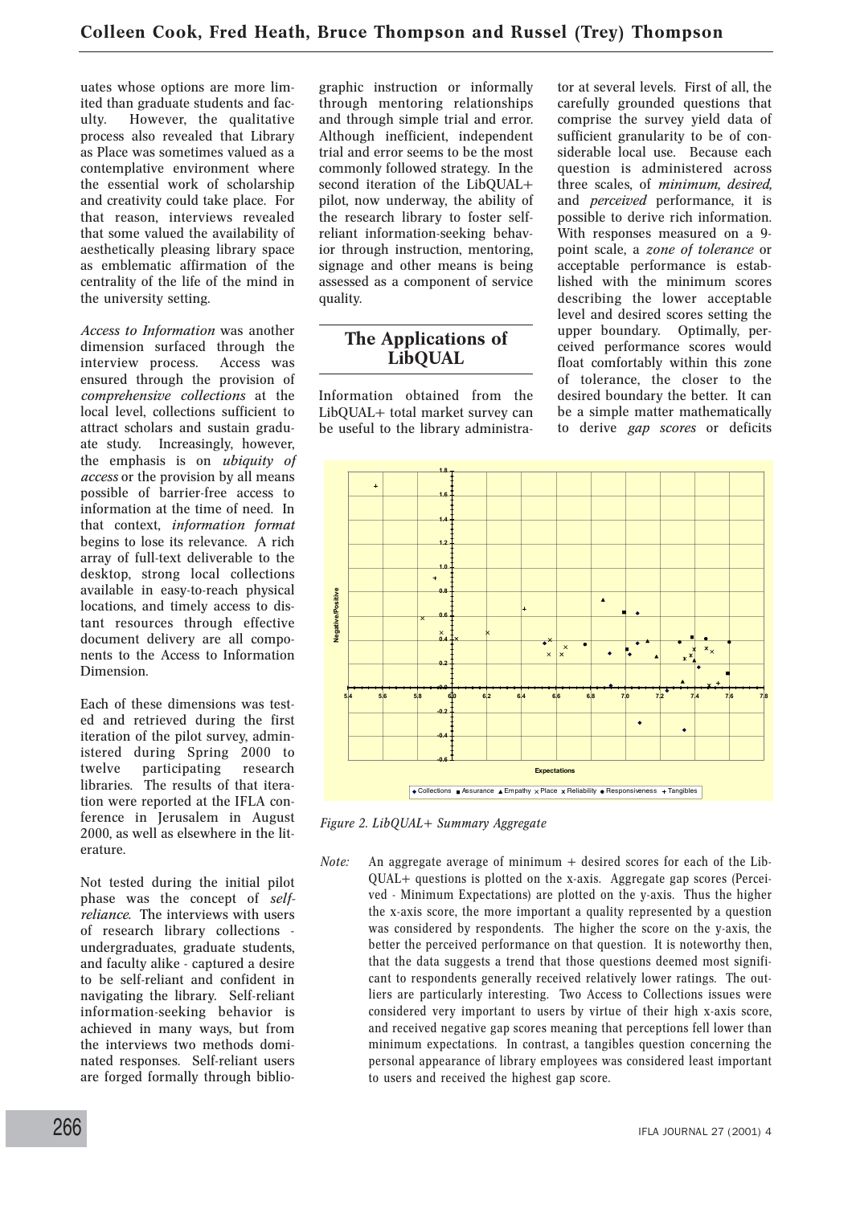uates whose options are more limited than graduate students and faculty. However, the qualitative process also revealed that Library as Place was sometimes valued as a contemplative environment where the essential work of scholarship and creativity could take place. For that reason, interviews revealed that some valued the availability of aesthetically pleasing library space as emblematic affirmation of the centrality of the life of the mind in the university setting.

*Access to Information* was another dimension surfaced through the interview process. Access was ensured through the provision of *comprehensive collections* at the local level, collections sufficient to attract scholars and sustain graduate study. Increasingly, however, the emphasis is on *ubiquity of access* or the provision by all means possible of barrier-free access to information at the time of need. In that context, *information format* begins to lose its relevance. A rich array of full-text deliverable to the desktop, strong local collections available in easy-to-reach physical locations, and timely access to distant resources through effective document delivery are all components to the Access to Information Dimension.

Each of these dimensions was tested and retrieved during the first iteration of the pilot survey, administered during Spring 2000 to twelve participating research libraries. The results of that iteration were reported at the IFLA conference in Jerusalem in August 2000, as well as elsewhere in the literature.

Not tested during the initial pilot phase was the concept of *self-reliance.* The interviews with users of research library collections - undergraduates, graduate students, and faculty alike - captured a desire to be self-reliant and confident in navigating the library. Self-reliant information-seeking behavior is achieved in many ways, but from the interviews two methods dominated responses. Self-reliant users are forged formally through bibliographic instruction or informally through mentoring relationships and through simple trial and error. Although inefficient, independent trial and error seems to be the most commonly followed strategy. In the second iteration of the LibQUAL+ pilot, now underway, the ability of the research library to foster self-reliant information-seeking behavior through instruction, mentoring, signage and other means is being assessed as a component of service quality.

## The Applications of LibQUAL

Information obtained from the LibQUAL+ total market survey can be useful to the library administrator at several levels. First of all, the carefully grounded questions that comprise the survey yield data of sufficient granularity to be of considerable local use. Because each question is administered across three scales, of *minimum, desired,* and *perceived* performance, it is possible to derive rich information. With responses measured on a 9-point scale, a *zone of tolerance* or acceptable performance is established with the minimum scores describing the lower acceptable level and desired scores setting the upper boundary. Optimally, perceived performance scores would float comfortably within this zone of tolerance, the closer to the desired boundary the better. It can be a simple matter mathematically to derive *gap scores* or deficits

*Figure 2. LibQUAL+ Summary Aggregate*

*Note:* An aggregate average of minimum + desired scores for each of the LibQUAL+ questions is plotted on the x-axis. Aggregate gap scores (Perceived - Minimum Expectations) are plotted on the y-axis. Thus the higher the x-axis score, the more important a quality represented by a question was considered by respondents. The higher the score on the y-axis, the better the perceived performance on that question. It is noteworthy then, that the data suggests a trend that those questions deemed most significant to respondents generally received relatively lower ratings. The outliers are particularly interesting. Two Access to Collections issues were considered very important to users by virtue of their high x-axis score, and received negative gap scores meaning that perceptions fell lower than minimum expectations. In contrast, a tangibles question concerning the personal appearance of library employees was considered least important to users and received the highest gap score.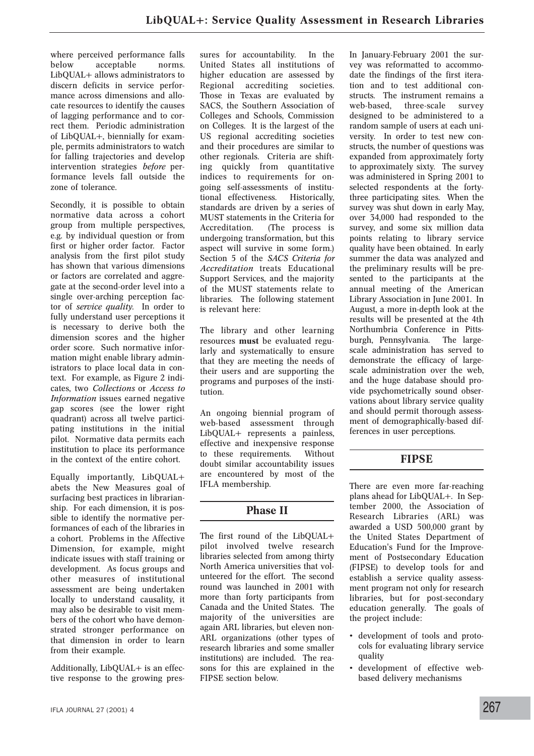where perceived performance falls below acceptable norms. LibQUAL+ allows administrators to discern deficits in service performance across dimensions and allocate resources to identify the causes of lagging performance and to correct them. Periodic administration of LibQUAL+, biennially for example, permits administrators to watch for falling trajectories and develop intervention strategies *before* performance levels fall outside the zone of tolerance.

Secondly, it is possible to obtain normative data across a cohort group from multiple perspectives, e.g. by individual question or from first or higher order factor. Factor analysis from the first pilot study has shown that various dimensions or factors are correlated and aggregate at the second-order level into a single over-arching perception factor of *service quality*. In order to fully understand user perceptions it is necessary to derive both the dimension scores and the higher order score. Such normative information might enable library administrators to place local data in context. For example, as Figure 2 indicates, two *Collections* or *Access to Information* issues earned negative gap scores (see the lower right quadrant) across all twelve participating institutions in the initial pilot. Normative data permits each institution to place its performance in the context of the entire cohort.

Equally importantly, LibQUAL+ abets the New Measures goal of surfacing best practices in librarianship. For each dimension, it is possible to identify the normative performances of each of the libraries in a cohort. Problems in the Affective Dimension, for example, might indicate issues with staff training or development. As focus groups and other measures of institutional assessment are being undertaken locally to understand causality, it may also be desirable to visit members of the cohort who have demonstrated stronger performance on that dimension in order to learn from their example.

Additionally, LibQUAL+ is an effective response to the growing pressures for accountability. In the United States all institutions of higher education are assessed by Regional accrediting societies. Those in Texas are evaluated by SACS, the Southern Association of Colleges and Schools, Commission on Colleges. It is the largest of the US regional accrediting societies and their procedures are similar to other regionals. Criteria are shifting quickly from quantitative indices to requirements for ongoing self-assessments of institutional effectiveness. Historically, standards are driven by a series of MUST statements in the Criteria for Accreditation. (The process is undergoing transformation, but this aspect will survive in some form.) Section 5 of the *SACS Criteria for Accreditation* treats Educational Support Services, and the majority of the MUST statements relate to libraries. The following statement is relevant here:

The library and other learning resources **must** be evaluated regularly and systematically to ensure that they are meeting the needs of their users and are supporting the programs and purposes of the institution.

An ongoing biennial program of web-based assessment through LibQUAL+ represents a painless, effective and inexpensive response to these requirements. Without doubt similar accountability issues are encountered by most of the IFLA membership.

## Phase II

The first round of the LibQUAL+ pilot involved twelve research libraries selected from among thirty North America universities that volunteered for the effort. The second round was launched in 2001 with more than forty participants from Canada and the United States. The majority of the universities are again ARL libraries, but eleven non-ARL organizations (other types of research libraries and some smaller institutions) are included. The reasons for this are explained in the FIPSE section below.

In January-February 2001 the survey was reformatted to accommodate the findings of the first iteration and to test additional constructs. The instrument remains a web-based, three-scale survey designed to be administered to a random sample of users at each university. In order to test new constructs, the number of questions was expanded from approximately forty to approximately sixty. The survey was administered in Spring 2001 to selected respondents at the forty-three participating sites. When the survey was shut down in early May, over 34,000 had responded to the survey, and some six million data points relating to library service quality have been obtained. In early summer the data was analyzed and the preliminary results will be presented to the participants at the annual meeting of the American Library Association in June 2001. In August, a more in-depth look at the results will be presented at the 4th Northumbria Conference in Pittsburgh, Pennsylvania. The large-scale administration has served to demonstrate the efficacy of large-scale administration over the web, and the huge database should provide psychometrically sound observations about library service quality and should permit thorough assessment of demographically-based differences in user perceptions.

## FIPSE

There are even more far-reaching plans ahead for LibQUAL+. In September 2000, the Association of Research Libraries (ARL) was awarded a USD 500,000 grant by the United States Department of Education's Fund for the Improvement of Postsecondary Education (FIPSE) to develop tools for and establish a service quality assessment program not only for research libraries, but for post-secondary education generally. The goals of the project include:

- development of tools and protocols for evaluating library service quality
- development of effective web-based delivery mechanisms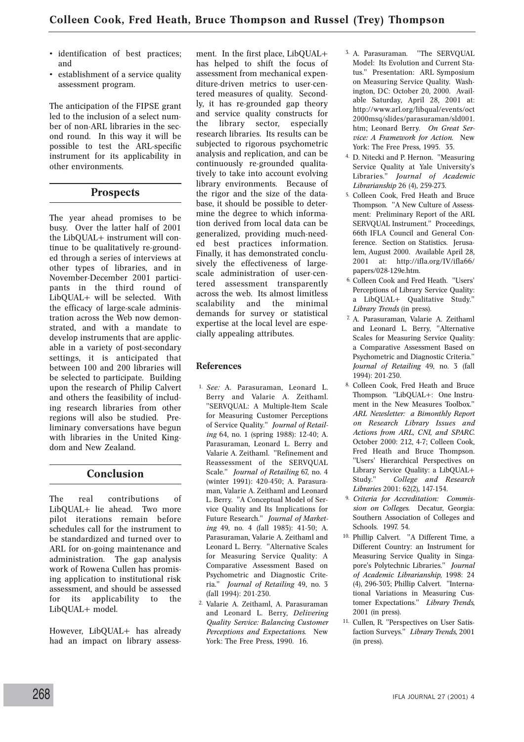- identification of best practices; and
- establishment of a service quality assessment program.

The anticipation of the FIPSE grant led to the inclusion of a select number of non-ARL libraries in the second round. In this way it will be possible to test the ARL-specific instrument for its applicability in other environments.

## Prospects

The year ahead promises to be busy. Over the latter half of 2001 the LibQUAL+ instrument will continue to be qualitatively re-grounded through a series of interviews at other types of libraries, and in November-December 2001 participants in the third round of LibQUAL+ will be selected. With the efficacy of large-scale administration across the Web now demonstrated, and with a mandate to develop instruments that are applicable in a variety of post-secondary settings, it is anticipated that between 100 and 200 libraries will be selected to participate. Building upon the research of Philip Calvert and others the feasibility of including research libraries from other regions will also be studied. Preliminary conversations have begun with libraries in the United Kingdom and New Zealand.

## Conclusion

The real contributions of LibQUAL+ lie ahead. Two more pilot iterations remain before schedules call for the instrument to be standardized and turned over to ARL for on-going maintenance and administration. The gap analysis work of Rowena Cullen has promising application to institutional risk assessment, and should be assessed for its applicability to the LibQUAL+ model.

However, LibQUAL+ has already had an impact on library assessment. In the first place, LibQUAL+ has helped to shift the focus of assessment from mechanical expenditure-driven metrics to user-centered measures of quality. Secondly, it has re-grounded gap theory and service quality constructs for the library sector, especially research libraries. Its results can be subjected to rigorous psychometric analysis and replication, and can be continuously re-grounded qualitatively to take into account evolving library environments. Because of the rigor and the size of the database, it should be possible to determine the degree to which information derived from local data can be generalized, providing much-needed best practices information. Finally, it has demonstrated conclusively the effectiveness of large-scale administration of user-centered assessment transparently across the web. Its almost limitless scalability and the minimal demands for survey or statistical expertise at the local level are especially appealing attributes.

### References

1. *See:* A. Parasuraman, Leonard L. Berry and Valarie A. Zeithaml. "SERVQUAL: A Multiple-Item Scale for Measuring Customer Perceptions of Service Quality." *Journal of Retailing* 64, no. 1 (spring 1988): 12-40; A. Parasuraman, Leonard L. Berry and Valarie A. Zeithaml. "Refinement and Reassessment of the SERVQUAL Scale." *Journal of Retailing* 67, no. 4 (winter 1991): 420-450; A. Parasuraman, Valarie A. Zeithaml and Leonard L. Berry. "A Conceptual Model of Service Quality and Its Implications for Future Research." *Journal of Marketing* 49, no. 4 (fall 1985): 41-50; A. Parasuraman, Valarie A. Zeithaml and Leonard L. Berry. "Alternative Scales for Measuring Service Quality: A Comparative Assessment Based on Psychometric and Diagnostic Criteria." *Journal of Retailing* 49, no. 3 (fall 1994): 201-230.
2. Valarie A. Zeithaml, A. Parasuraman and Leonard L. Berry, *Delivering Quality Service: Balancing Customer Perceptions and Expectations.* New York: The Free Press, 1990. 16.
3. A. Parasuraman. "The SERVQUAL Model: Its Evolution and Current Status." Presentation: ARL Symposium on Measuring Service Quality. Washington, DC: October 20, 2000. Available Saturday, April 28, 2001 at: http://www.arl.org/libqual/events/oct2000msq/slides/parasuraman/sld001.htm; Leonard Berry. *On Great Service: A Framework for Action.* New York: The Free Press, 1995. 35.
4. D. Nitecki and P. Hernon. "Measuring Service Quality at Yale University's Libraries." *Journal of Academic Librarianship* 26 (4), 259-273.
5. Colleen Cook, Fred Heath and Bruce Thompson. "A New Culture of Assessment: Preliminary Report of the ARL SERVQUAL Instrument." Proceedings, 66th IFLA Council and General Conference. Section on Statistics. Jerusalem, August 2000. Available April 28, 2001 at: http://ifla.org/IV/ifla66/papers/028-129e.htm.
6. Colleen Cook and Fred Heath. "Users' Perceptions of Library Service Quality: a LibQUAL+ Qualitative Study." *Library Trends* (in press).
7. A. Parasuraman, Valarie A. Zeithaml and Leonard L. Berry, "Alternative Scales for Measuring Service Quality: a Comparative Assessment Based on Psychometric and Diagnostic Criteria." *Journal of Retailing* 49, no. 3 (fall 1994): 201-230.
8. Colleen Cook, Fred Heath and Bruce Thompson. "LibQUAL+: One Instrument in the New Measures Toolbox." *ARL Newsletter: a Bimonthly Report on Research Library Issues and Actions from ARL, CNI, and SPARC.* October 2000: 212, 4-7; Colleen Cook, Fred Heath and Bruce Thompson. "Users' Hierarchical Perspectives on Library Service Quality: a LibQUAL+ Study." *College and Research Libraries* 2001: 62(2), 147-154.
9. *Criteria for Accreditation: Commission on Colleges.* Decatur, Georgia: Southern Association of Colleges and Schools. 1997. 54.
10. Phillip Calvert. "A Different Time, a Different Country: an Instrument for Measuring Service Quality in Singapore's Polytechnic Libraries." *Journal of Academic Librarianship,* 1998: 24 (4), 296-303; Phillip Calvert. "International Variations in Measuring Customer Expectations." *Library Trends*, 2001 (in press).
11. Cullen, R. "Perspectives on User Satisfaction Surveys." *Library Trends*, 2001 (in press).